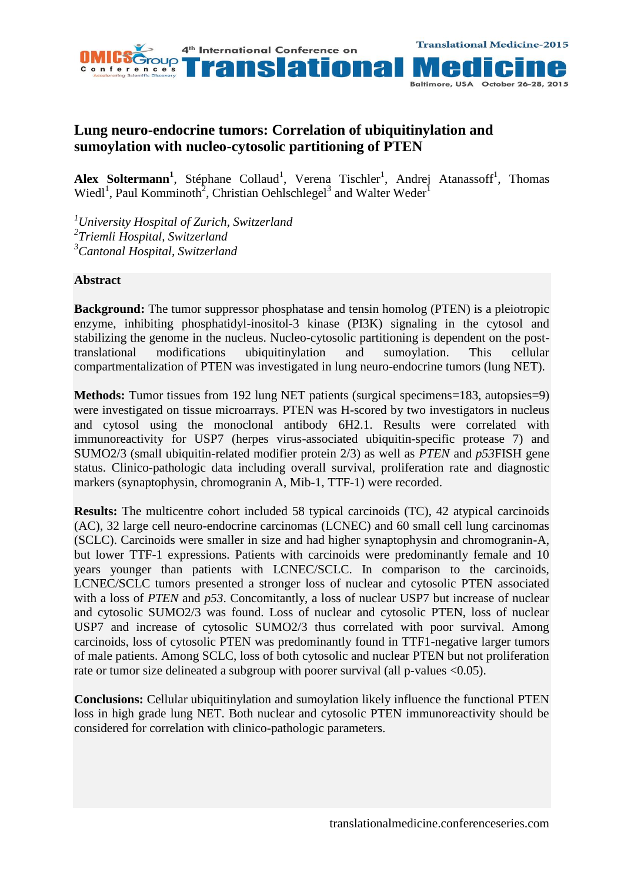# Lung neuro-endocrine tumors: Correlation of ubiquitinylation and sumoylation with nucleo-cytosolic partitioning of PTEN

**Alex Soltermann**[1], Stéphane Collaud[1], Verena Tischler[1], Andrej Atanassoff[1], Thomas Wiedl[1], Paul Komminoth[2], Christian Oehlschlegel[3] and Walter Weder[1]

*[1]University Hospital of Zurich, Switzerland*
*[2]Triemli Hospital, Switzerland*
*[3]Cantonal Hospital, Switzerland*

## Abstract

**Background:** The tumor suppressor phosphatase and tensin homolog (PTEN) is a pleiotropic enzyme, inhibiting phosphatidyl-inositol-3 kinase (PI3K) signaling in the cytosol and stabilizing the genome in the nucleus. Nucleo-cytosolic partitioning is dependent on the post-translational modifications ubiquitinylation and sumoylation. This cellular compartmentalization of PTEN was investigated in lung neuro-endocrine tumors (lung NET).

**Methods:** Tumor tissues from 192 lung NET patients (surgical specimens=183, autopsies=9) were investigated on tissue microarrays. PTEN was H-scored by two investigators in nucleus and cytosol using the monoclonal antibody 6H2.1. Results were correlated with immunoreactivity for USP7 (herpes virus-associated ubiquitin-specific protease 7) and SUMO2/3 (small ubiquitin-related modifier protein 2/3) as well as *PTEN* and *p53*FISH gene status. Clinico-pathologic data including overall survival, proliferation rate and diagnostic markers (synaptophysin, chromogranin A, Mib-1, TTF-1) were recorded.

**Results:** The multicentre cohort included 58 typical carcinoids (TC), 42 atypical carcinoids (AC), 32 large cell neuro-endocrine carcinomas (LCNEC) and 60 small cell lung carcinomas (SCLC). Carcinoids were smaller in size and had higher synaptophysin and chromogranin-A, but lower TTF-1 expressions. Patients with carcinoids were predominantly female and 10 years younger than patients with LCNEC/SCLC. In comparison to the carcinoids, LCNEC/SCLC tumors presented a stronger loss of nuclear and cytosolic PTEN associated with a loss of *PTEN* and *p53*. Concomitantly, a loss of nuclear USP7 but increase of nuclear and cytosolic SUMO2/3 was found. Loss of nuclear and cytosolic PTEN, loss of nuclear USP7 and increase of cytosolic SUMO2/3 thus correlated with poor survival. Among carcinoids, loss of cytosolic PTEN was predominantly found in TTF1-negative larger tumors of male patients. Among SCLC, loss of both cytosolic and nuclear PTEN but not proliferation rate or tumor size delineated a subgroup with poorer survival (all p-values <0.05).

**Conclusions:** Cellular ubiquitinylation and sumoylation likely influence the functional PTEN loss in high grade lung NET. Both nuclear and cytosolic PTEN immunoreactivity should be considered for correlation with clinico-pathologic parameters.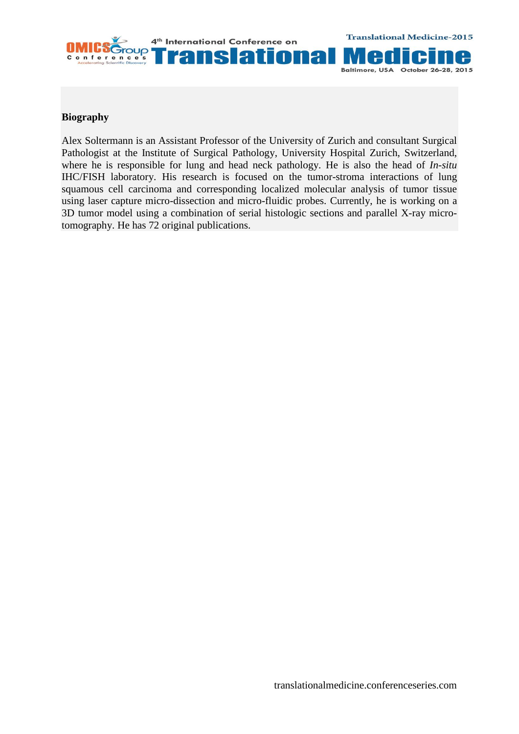**Biography**

Alex Soltermann is an Assistant Professor of the University of Zurich and consultant Surgical Pathologist at the Institute of Surgical Pathology, University Hospital Zurich, Switzerland, where he is responsible for lung and head neck pathology. He is also the head of *In-situ* IHC/FISH laboratory. His research is focused on the tumor-stroma interactions of lung squamous cell carcinoma and corresponding localized molecular analysis of tumor tissue using laser capture micro-dissection and micro-fluidic probes. Currently, he is working on a 3D tumor model using a combination of serial histologic sections and parallel X-ray micro-tomography. He has 72 original publications.